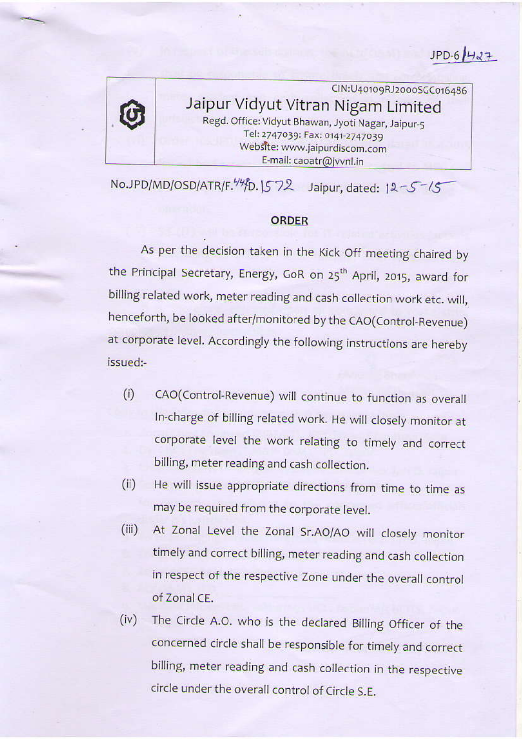JPD-6/1427

CIN:U40109RJ2000SGC016486

# Jaipur Vidyut Vitran Nigam Limited

Regd. Office: Vidyut Bhawan, Jyoti Nagar, Jaipur-5
Tel: 2747039: Fax: 0141-2747039
Website: www.jaipurdiscom.com
E-mail: caoatr@jvvnl.in

No.JPD/MD/OSD/ATR/F.44/D.1572 Jaipur, dated: 12-5-15

## ORDER

As per the decision taken in the Kick Off meeting chaired by the Principal Secretary, Energy, GoR on 25th April, 2015, award for billing related work, meter reading and cash collection work etc. will, henceforth, be looked after/monitored by the CAO(Control-Revenue) at corporate level. Accordingly the following instructions are hereby issued:-

(i) CAO(Control-Revenue) will continue to function as overall In-charge of billing related work. He will closely monitor at corporate level the work relating to timely and correct billing, meter reading and cash collection.

(ii) He will issue appropriate directions from time to time as may be required from the corporate level.

(iii) At Zonal Level the Zonal Sr.AO/AO will closely monitor timely and correct billing, meter reading and cash collection in respect of the respective Zone under the overall control of Zonal CE.

(iv) The Circle A.O. who is the declared Billing Officer of the concerned circle shall be responsible for timely and correct billing, meter reading and cash collection in the respective circle under the overall control of Circle S.E.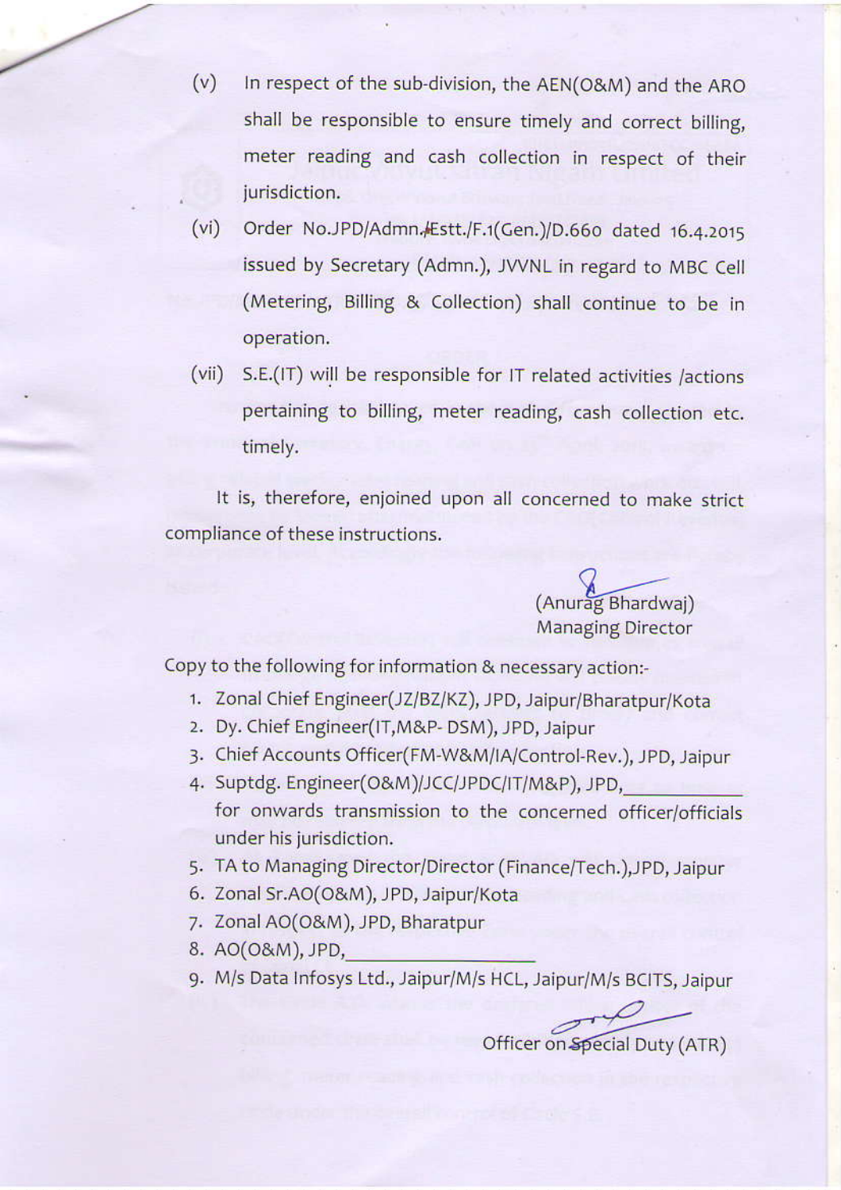(v) In respect of the sub-division, the AEN(O&M) and the ARO shall be responsible to ensure timely and correct billing, meter reading and cash collection in respect of their jurisdiction.

(vi) Order No.JPD/Admn./Estt./F.1(Gen.)/D.660 dated 16.4.2015 issued by Secretary (Admn.), JVVNL in regard to MBC Cell (Metering, Billing & Collection) shall continue to be in operation.

(vii) S.E.(IT) will be responsible for IT related activities /actions pertaining to billing, meter reading, cash collection etc. timely.

It is, therefore, enjoined upon all concerned to make strict compliance of these instructions.

(Anurag Bhardwaj)
Managing Director

Copy to the following for information & necessary action:-

1. Zonal Chief Engineer(JZ/BZ/KZ), JPD, Jaipur/Bharatpur/Kota
2. Dy. Chief Engineer(IT,M&P- DSM), JPD, Jaipur
3. Chief Accounts Officer(FM-W&M/IA/Control-Rev.), JPD, Jaipur
4. Suptdg. Engineer(O&M)/JCC/JPDC/IT/M&P), JPD,\_\_\_\_\_\_\_\_\_\_\_ for onwards transmission to the concerned officer/officials under his jurisdiction.
5. TA to Managing Director/Director (Finance/Tech.),JPD, Jaipur
6. Zonal Sr.AO(O&M), JPD, Jaipur/Kota
7. Zonal AO(O&M), JPD, Bharatpur
8. AO(O&M), JPD,\_\_\_\_\_\_\_\_\_\_\_\_\_\_\_\_\_
9. M/s Data Infosys Ltd., Jaipur/M/s HCL, Jaipur/M/s BCITS, Jaipur

Officer on Special Duty (ATR)